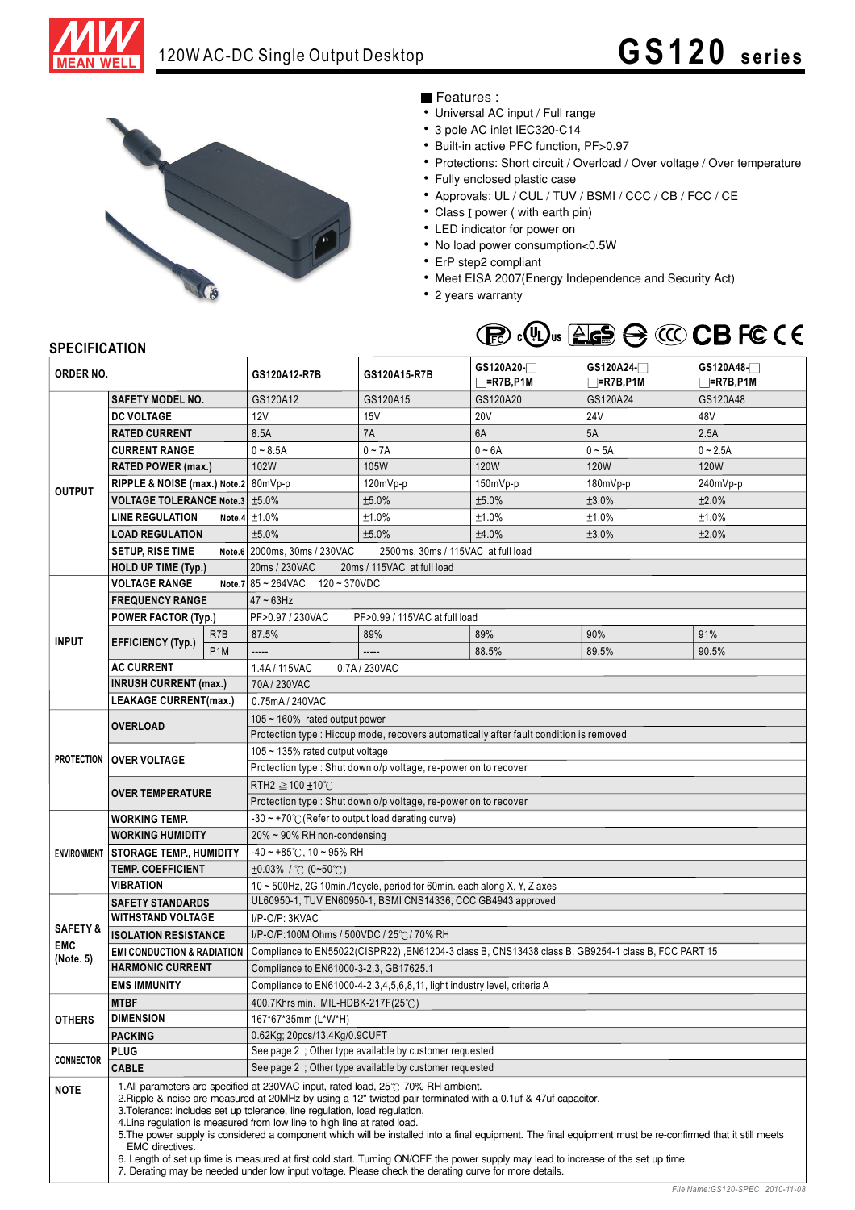# 120W AC-DC Single Output Desktop

# GS120 series

## Features :

- Universal AC input / Full range
- 3 pole AC inlet IEC320-C14
- Built-in active PFC function, PF>0.97
- Protections: Short circuit / Overload / Over voltage / Over temperature
- Fully enclosed plastic case
- Approvals: UL / CUL / TUV / BSMI / CCC / CB / FCC / CE
- Class Ⅰ power ( with earth pin)
- LED indicator for power on
- No load power consumption<0.5W
- ErP step2 compliant
- Meet EISA 2007(Energy Independence and Security Act)
- 2 years warranty

## SPECIFICATION

| ORDER NO. | | | GS120A12-R7B | GS120A15-R7B | GS120A20-□ □=R7B,P1M | GS120A24-□ □=R7B,P1M | GS120A48-□ □=R7B,P1M |
|---|---|---|---|---|---|---|---|
| OUTPUT | SAFETY MODEL NO. | | GS120A12 | GS120A15 | GS120A20 | GS120A24 | GS120A48 |
| | DC VOLTAGE | | 12V | 15V | 20V | 24V | 48V |
| | RATED CURRENT | | 8.5A | 7A | 6A | 5A | 2.5A |
| | CURRENT RANGE | | 0 ~ 8.5A | 0 ~ 7A | 0 ~ 6A | 0 ~ 5A | 0 ~ 2.5A |
| | RATED POWER (max.) | | 102W | 105W | 120W | 120W | 120W |
| | RIPPLE & NOISE (max.) Note.2 | | 80mVp-p | 120mVp-p | 150mVp-p | 180mVp-p | 240mVp-p |
| | VOLTAGE TOLERANCE Note.3 | | ±5.0% | ±5.0% | ±5.0% | ±3.0% | ±2.0% |
| | LINE REGULATION Note.4 | | ±1.0% | ±1.0% | ±1.0% | ±1.0% | ±1.0% |
| | LOAD REGULATION | | ±5.0% | ±5.0% | ±4.0% | ±3.0% | ±2.0% |
| | SETUP, RISE TIME Note.6 | | 2000ms, 30ms / 230VAC 2500ms, 30ms / 115VAC at full load | | | | |
| | HOLD UP TIME (Typ.) | | 20ms / 230VAC 20ms / 115VAC at full load | | | | |
| INPUT | VOLTAGE RANGE Note.7 | | 85 ~ 264VAC 120 ~ 370VDC | | | | |
| | FREQUENCY RANGE | | 47 ~ 63Hz | | | | |
| | POWER FACTOR (Typ.) | | PF>0.97 / 230VAC PF>0.99 / 115VAC at full load | | | | |
| | EFFICIENCY (Typ.) | R7B | 87.5% | 89% | 89% | 90% | 91% |
| | | P1M | ----- | ----- | 88.5% | 89.5% | 90.5% |
| | AC CURRENT | | 1.4A / 115VAC 0.7A / 230VAC | | | | |
| | INRUSH CURRENT (max.) | | 70A / 230VAC | | | | |
| | LEAKAGE CURRENT(max.) | | 0.75mA / 240VAC | | | | |
| PROTECTION | OVERLOAD | | 105 ~ 160% rated output power | | | | |
| | | | Protection type : Hiccup mode, recovers automatically after fault condition is removed | | | | |
| | OVER VOLTAGE | | 105 ~ 135% rated output voltage | | | | |
| | | | Protection type : Shut down o/p voltage, re-power on to recover | | | | |
| | OVER TEMPERATURE | | RTH2 ≧ 100 ±10℃ | | | | |
| | | | Protection type : Shut down o/p voltage, re-power on to recover | | | | |
| ENVIRONMENT | WORKING TEMP. | | -30 ~ +70℃ (Refer to output load derating curve) | | | | |
| | WORKING HUMIDITY | | 20% ~ 90% RH non-condensing | | | | |
| | STORAGE TEMP., HUMIDITY | | -40 ~ +85℃, 10 ~ 95% RH | | | | |
| | TEMP. COEFFICIENT | | ±0.03% / ℃ (0~50℃) | | | | |
| | VIBRATION | | 10 ~ 500Hz, 2G 10min./1cycle, period for 60min. each along X, Y, Z axes | | | | |
| SAFETY & EMC (Note. 5) | SAFETY STANDARDS | | UL60950-1, TUV EN60950-1, BSMI CNS14336, CCC GB4943 approved | | | | |
| | WITHSTAND VOLTAGE | | I/P-O/P: 3KVAC | | | | |
| | ISOLATION RESISTANCE | | I/P-O/P:100M Ohms / 500VDC / 25℃/ 70% RH | | | | |
| | EMI CONDUCTION & RADIATION | | Compliance to EN55022(CISPR22) ,EN61204-3 class B, CNS13438 class B, GB9254-1 class B, FCC PART 15 | | | | |
| | HARMONIC CURRENT | | Compliance to EN61000-3-2,3, GB17625.1 | | | | |
| | EMS IMMUNITY | | Compliance to EN61000-4-2,3,4,5,6,8,11, light industry level, criteria A | | | | |
| OTHERS | MTBF | | 400.7Khrs min. MIL-HDBK-217F(25℃) | | | | |
| | DIMENSION | | 167*67*35mm (L*W*H) | | | | |
| | PACKING | | 0.62Kg; 20pcs/13.4Kg/0.9CUFT | | | | |
| CONNECTOR | PLUG | | See page 2 ; Other type available by customer requested | | | | |
| | CABLE | | See page 2 ; Other type available by customer requested | | | | |

**NOTE**

1. All parameters are specified at 230VAC input, rated load, 25℃ 70% RH ambient.
2. Ripple & noise are measured at 20MHz by using a 12" twisted pair terminated with a 0.1uf & 47uf capacitor.
3. Tolerance: includes set up tolerance, line regulation, load regulation.
4. Line regulation is measured from low line to high line at rated load.
5. The power supply is considered a component which will be installed into a final equipment. The final equipment must be re-confirmed that it still meets EMC directives.
6. Length of set up time is measured at first cold start. Turning ON/OFF the power supply may lead to increase of the set up time.
7. Derating may be needed under low input voltage. Please check the derating curve for more details.

File Name:GS120-SPEC 2010-11-08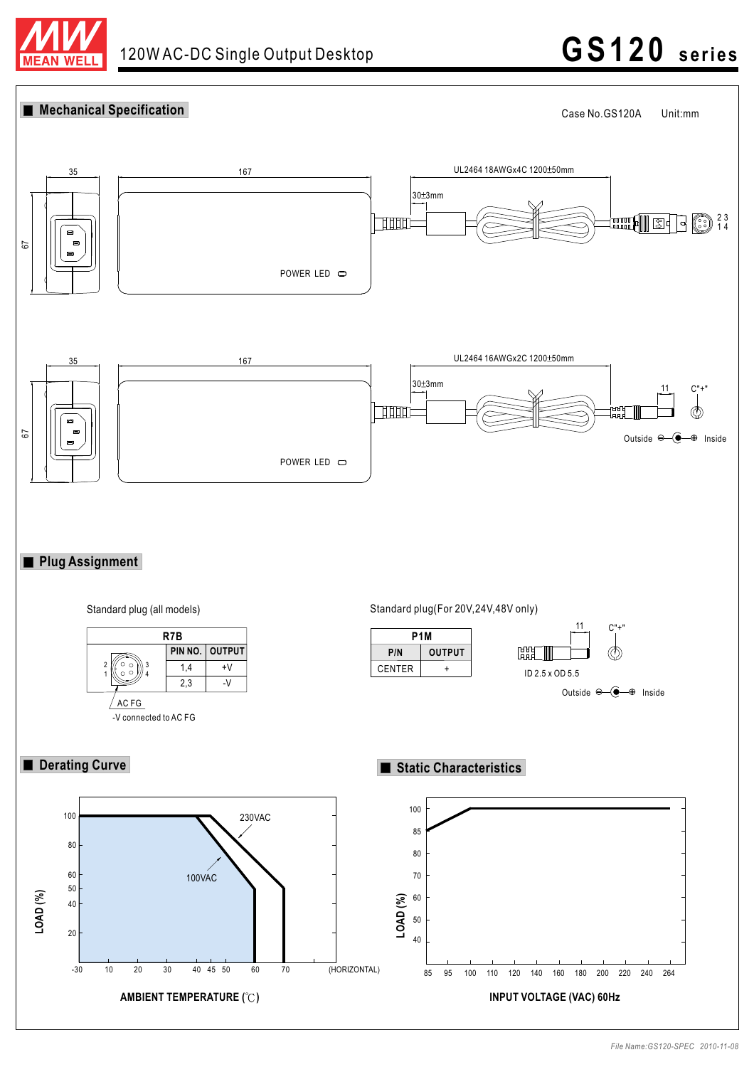## Mechanical Specification

Case No.GS120A Unit:mm

35
167
UL2464 18AWGx4C 1200±50mm
30±3mm
67
POWER LED
2 3
1 4

35
167
UL2464 16AWGx2C 1200±50mm
30±3mm
11
C"+"
67
POWER LED
Outside ⊖—●—⊕ Inside

## Plug Assignment

Standard plug (all models)

| R7B | | |
|---|---|---|
| | PIN NO. | OUTPUT |
| | 1,4 | +V |
| | 2,3 | -V |

AC FG
-V connected to AC FG

Standard plug(For 20V,24V,48V only)

| P1M | |
|---|---|
| P/N | OUTPUT |
| CENTER | + |

11
C"+"
ID 2.5 x OD 5.5
Outside ⊖—●—⊕ Inside

## Derating Curve

LOAD (%)
100
80
60
50
40
20
-30 10 20 30 40 45 50 60 70 (HORIZONTAL)
230VAC
100VAC
AMBIENT TEMPERATURE (℃)

## Static Characteristics

LOAD (%)
100
85
80
70
60
50
40
85 95 100 110 120 140 160 180 200 220 240 264
INPUT VOLTAGE (VAC) 60Hz